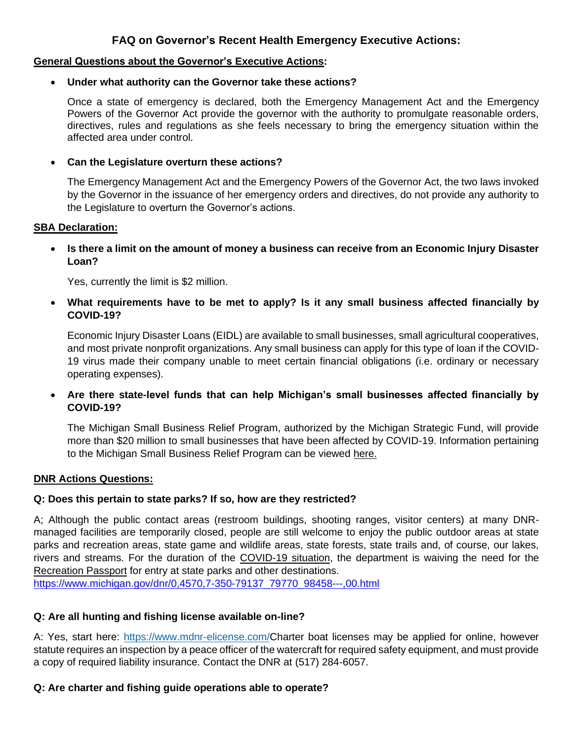# FAQ on Governor's Recent Health Emergency Executive Actions:

**General Questions about the Governor's Executive Actions:**

- **Under what authority can the Governor take these actions?**

  Once a state of emergency is declared, both the Emergency Management Act and the Emergency Powers of the Governor Act provide the governor with the authority to promulgate reasonable orders, directives, rules and regulations as she feels necessary to bring the emergency situation within the affected area under control.

- **Can the Legislature overturn these actions?**

  The Emergency Management Act and the Emergency Powers of the Governor Act, the two laws invoked by the Governor in the issuance of her emergency orders and directives, do not provide any authority to the Legislature to overturn the Governor's actions.

**SBA Declaration:**

- **Is there a limit on the amount of money a business can receive from an Economic Injury Disaster Loan?**

  Yes, currently the limit is $2 million.

- **What requirements have to be met to apply? Is it any small business affected financially by COVID-19?**

  Economic Injury Disaster Loans (EIDL) are available to small businesses, small agricultural cooperatives, and most private nonprofit organizations. Any small business can apply for this type of loan if the COVID-19 virus made their company unable to meet certain financial obligations (i.e. ordinary or necessary operating expenses).

- **Are there state-level funds that can help Michigan's small businesses affected financially by COVID-19?**

  The Michigan Small Business Relief Program, authorized by the Michigan Strategic Fund, will provide more than $20 million to small businesses that have been affected by COVID-19. Information pertaining to the Michigan Small Business Relief Program can be viewed here.

**DNR Actions Questions:**

**Q: Does this pertain to state parks? If so, how are they restricted?**

A; Although the public contact areas (restroom buildings, shooting ranges, visitor centers) at many DNR-managed facilities are temporarily closed, people are still welcome to enjoy the public outdoor areas at state parks and recreation areas, state game and wildlife areas, state forests, state trails and, of course, our lakes, rivers and streams. For the duration of the COVID-19 situation, the department is waiving the need for the Recreation Passport for entry at state parks and other destinations.
https://www.michigan.gov/dnr/0,4570,7-350-79137_79770_98458---,00.html

**Q: Are all hunting and fishing license available on-line?**

A: Yes, start here: https://www.mdnr-elicense.com/Charter boat licenses may be applied for online, however statute requires an inspection by a peace officer of the watercraft for required safety equipment, and must provide a copy of required liability insurance. Contact the DNR at (517) 284-6057.

**Q: Are charter and fishing guide operations able to operate?**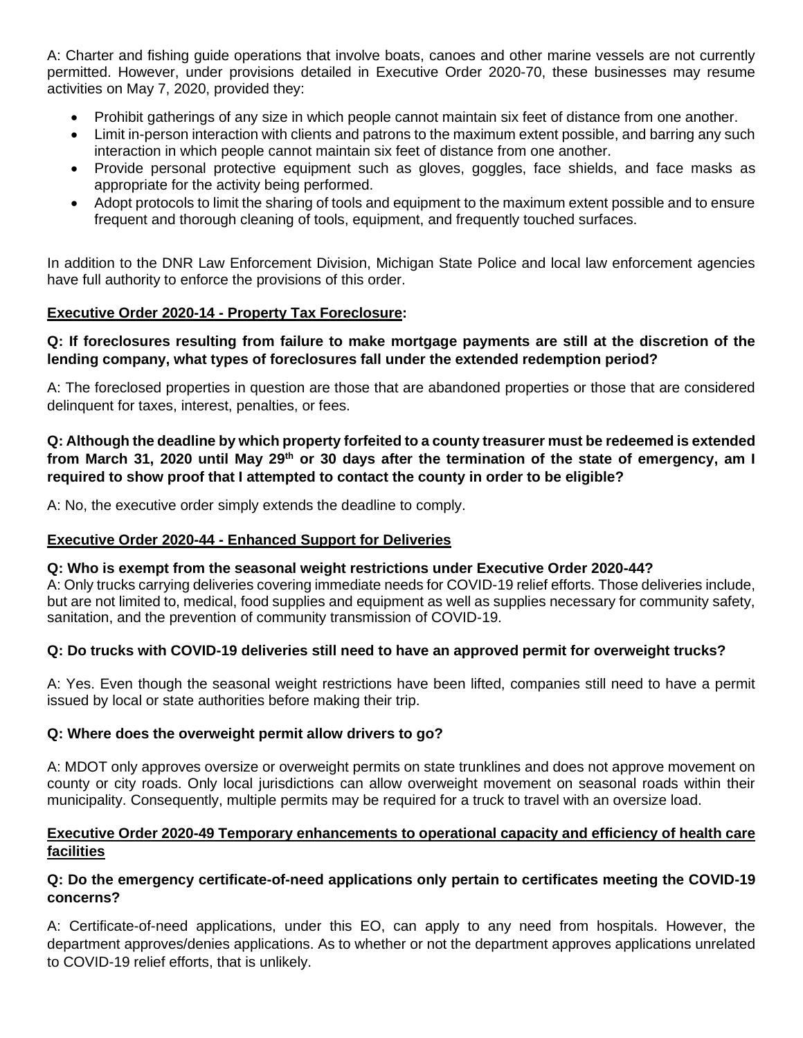A: Charter and fishing guide operations that involve boats, canoes and other marine vessels are not currently permitted. However, under provisions detailed in Executive Order 2020-70, these businesses may resume activities on May 7, 2020, provided they:

- Prohibit gatherings of any size in which people cannot maintain six feet of distance from one another.
- Limit in-person interaction with clients and patrons to the maximum extent possible, and barring any such interaction in which people cannot maintain six feet of distance from one another.
- Provide personal protective equipment such as gloves, goggles, face shields, and face masks as appropriate for the activity being performed.
- Adopt protocols to limit the sharing of tools and equipment to the maximum extent possible and to ensure frequent and thorough cleaning of tools, equipment, and frequently touched surfaces.

In addition to the DNR Law Enforcement Division, Michigan State Police and local law enforcement agencies have full authority to enforce the provisions of this order.

## Executive Order 2020-14 - Property Tax Foreclosure:

**Q: If foreclosures resulting from failure to make mortgage payments are still at the discretion of the lending company, what types of foreclosures fall under the extended redemption period?**

A: The foreclosed properties in question are those that are abandoned properties or those that are considered delinquent for taxes, interest, penalties, or fees.

**Q: Although the deadline by which property forfeited to a county treasurer must be redeemed is extended from March 31, 2020 until May 29th or 30 days after the termination of the state of emergency, am I required to show proof that I attempted to contact the county in order to be eligible?**

A: No, the executive order simply extends the deadline to comply.

## Executive Order 2020-44 - Enhanced Support for Deliveries

**Q: Who is exempt from the seasonal weight restrictions under Executive Order 2020-44?**

A: Only trucks carrying deliveries covering immediate needs for COVID-19 relief efforts. Those deliveries include, but are not limited to, medical, food supplies and equipment as well as supplies necessary for community safety, sanitation, and the prevention of community transmission of COVID-19.

**Q: Do trucks with COVID-19 deliveries still need to have an approved permit for overweight trucks?**

A: Yes. Even though the seasonal weight restrictions have been lifted, companies still need to have a permit issued by local or state authorities before making their trip.

**Q: Where does the overweight permit allow drivers to go?**

A: MDOT only approves oversize or overweight permits on state trunklines and does not approve movement on county or city roads. Only local jurisdictions can allow overweight movement on seasonal roads within their municipality. Consequently, multiple permits may be required for a truck to travel with an oversize load.

## Executive Order 2020-49 Temporary enhancements to operational capacity and efficiency of health care facilities

**Q: Do the emergency certificate-of-need applications only pertain to certificates meeting the COVID-19 concerns?**

A: Certificate-of-need applications, under this EO, can apply to any need from hospitals. However, the department approves/denies applications. As to whether or not the department approves applications unrelated to COVID-19 relief efforts, that is unlikely.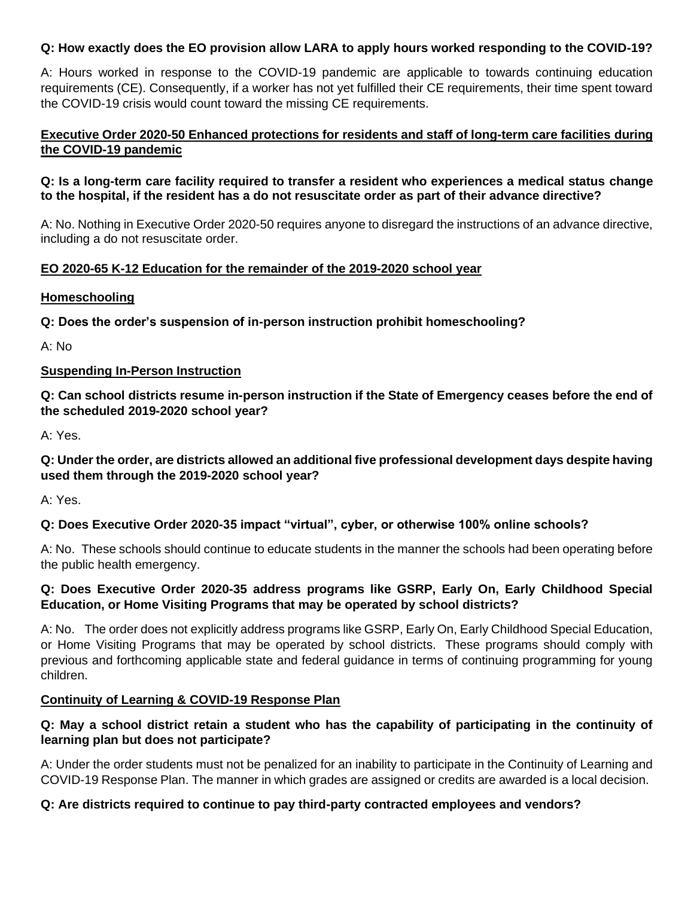**Q: How exactly does the EO provision allow LARA to apply hours worked responding to the COVID-19?**

A: Hours worked in response to the COVID-19 pandemic are applicable to towards continuing education requirements (CE). Consequently, if a worker has not yet fulfilled their CE requirements, their time spent toward the COVID-19 crisis would count toward the missing CE requirements.

**Executive Order 2020-50 Enhanced protections for residents and staff of long-term care facilities during the COVID-19 pandemic**

**Q: Is a long-term care facility required to transfer a resident who experiences a medical status change to the hospital, if the resident has a do not resuscitate order as part of their advance directive?**

A: No. Nothing in Executive Order 2020-50 requires anyone to disregard the instructions of an advance directive, including a do not resuscitate order.

**EO 2020-65 K-12 Education for the remainder of the 2019-2020 school year**

**Homeschooling**

**Q: Does the order's suspension of in-person instruction prohibit homeschooling?**

A: No

**Suspending In-Person Instruction**

**Q: Can school districts resume in-person instruction if the State of Emergency ceases before the end of the scheduled 2019-2020 school year?**

A: Yes.

**Q: Under the order, are districts allowed an additional five professional development days despite having used them through the 2019-2020 school year?**

A: Yes.

**Q: Does Executive Order 2020-35 impact "virtual", cyber, or otherwise 100% online schools?**

A: No. These schools should continue to educate students in the manner the schools had been operating before the public health emergency.

**Q: Does Executive Order 2020-35 address programs like GSRP, Early On, Early Childhood Special Education, or Home Visiting Programs that may be operated by school districts?**

A: No. The order does not explicitly address programs like GSRP, Early On, Early Childhood Special Education, or Home Visiting Programs that may be operated by school districts. These programs should comply with previous and forthcoming applicable state and federal guidance in terms of continuing programming for young children.

**Continuity of Learning & COVID-19 Response Plan**

**Q: May a school district retain a student who has the capability of participating in the continuity of learning plan but does not participate?**

A: Under the order students must not be penalized for an inability to participate in the Continuity of Learning and COVID-19 Response Plan. The manner in which grades are assigned or credits are awarded is a local decision.

**Q: Are districts required to continue to pay third-party contracted employees and vendors?**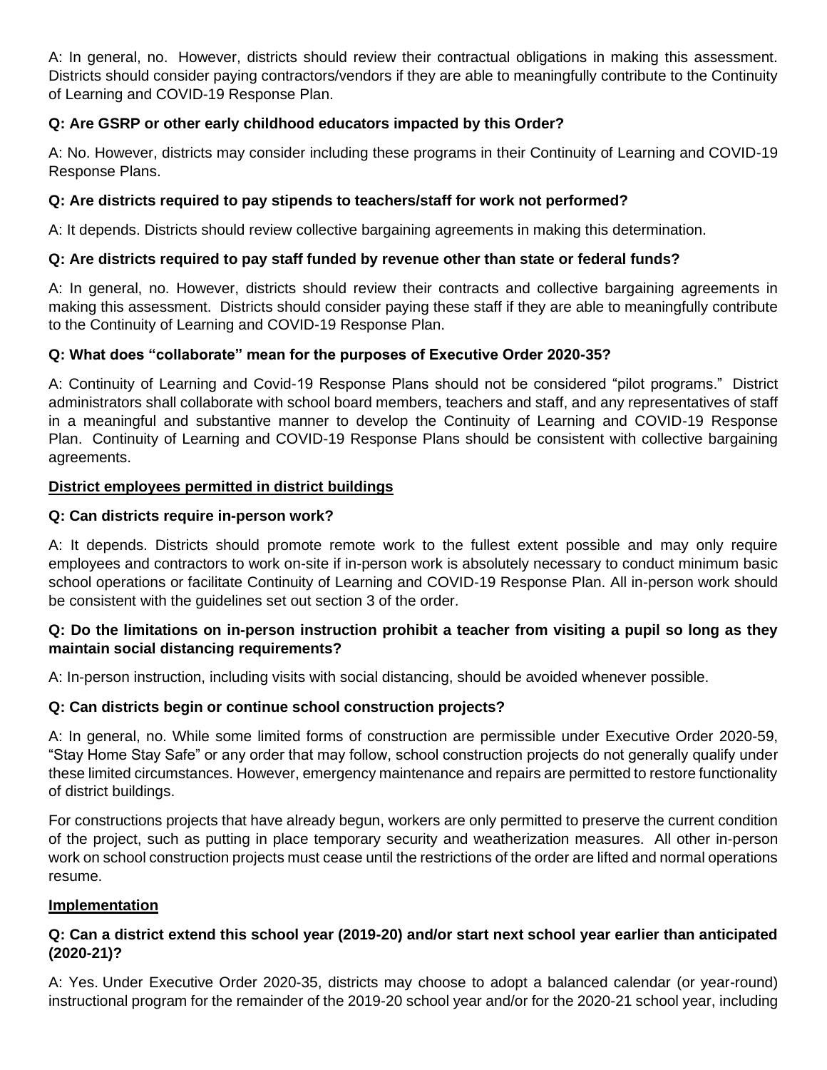A: In general, no. However, districts should review their contractual obligations in making this assessment. Districts should consider paying contractors/vendors if they are able to meaningfully contribute to the Continuity of Learning and COVID-19 Response Plan.

**Q: Are GSRP or other early childhood educators impacted by this Order?**

A: No. However, districts may consider including these programs in their Continuity of Learning and COVID-19 Response Plans.

**Q: Are districts required to pay stipends to teachers/staff for work not performed?**

A: It depends. Districts should review collective bargaining agreements in making this determination.

**Q: Are districts required to pay staff funded by revenue other than state or federal funds?**

A: In general, no. However, districts should review their contracts and collective bargaining agreements in making this assessment. Districts should consider paying these staff if they are able to meaningfully contribute to the Continuity of Learning and COVID-19 Response Plan.

**Q: What does "collaborate" mean for the purposes of Executive Order 2020-35?**

A: Continuity of Learning and Covid-19 Response Plans should not be considered "pilot programs." District administrators shall collaborate with school board members, teachers and staff, and any representatives of staff in a meaningful and substantive manner to develop the Continuity of Learning and COVID-19 Response Plan. Continuity of Learning and COVID-19 Response Plans should be consistent with collective bargaining agreements.

**<u>District employees permitted in district buildings</u>**

**Q: Can districts require in-person work?**

A: It depends. Districts should promote remote work to the fullest extent possible and may only require employees and contractors to work on-site if in-person work is absolutely necessary to conduct minimum basic school operations or facilitate Continuity of Learning and COVID-19 Response Plan. All in-person work should be consistent with the guidelines set out section 3 of the order.

**Q: Do the limitations on in-person instruction prohibit a teacher from visiting a pupil so long as they maintain social distancing requirements?**

A: In-person instruction, including visits with social distancing, should be avoided whenever possible.

**Q: Can districts begin or continue school construction projects?**

A: In general, no. While some limited forms of construction are permissible under Executive Order 2020-59, "Stay Home Stay Safe" or any order that may follow, school construction projects do not generally qualify under these limited circumstances. However, emergency maintenance and repairs are permitted to restore functionality of district buildings.

For constructions projects that have already begun, workers are only permitted to preserve the current condition of the project, such as putting in place temporary security and weatherization measures. All other in-person work on school construction projects must cease until the restrictions of the order are lifted and normal operations resume.

**<u>Implementation</u>**

**Q: Can a district extend this school year (2019-20) and/or start next school year earlier than anticipated (2020-21)?**

A: Yes. Under Executive Order 2020-35, districts may choose to adopt a balanced calendar (or year-round) instructional program for the remainder of the 2019-20 school year and/or for the 2020-21 school year, including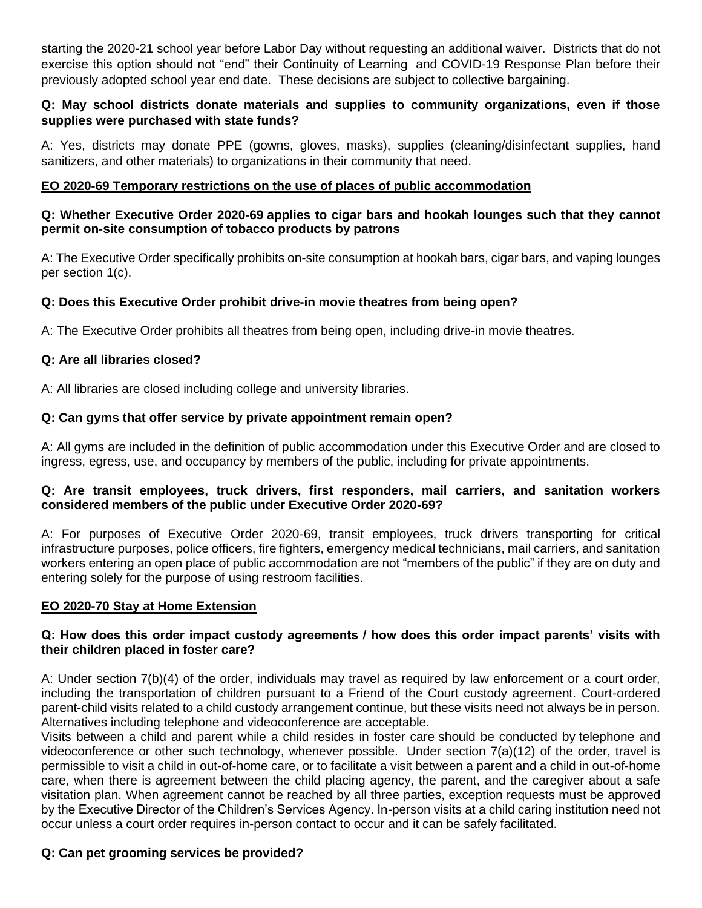starting the 2020-21 school year before Labor Day without requesting an additional waiver. Districts that do not exercise this option should not "end" their Continuity of Learning and COVID-19 Response Plan before their previously adopted school year end date. These decisions are subject to collective bargaining.

**Q: May school districts donate materials and supplies to community organizations, even if those supplies were purchased with state funds?**

A: Yes, districts may donate PPE (gowns, gloves, masks), supplies (cleaning/disinfectant supplies, hand sanitizers, and other materials) to organizations in their community that need.

## EO 2020-69 Temporary restrictions on the use of places of public accommodation

**Q: Whether Executive Order 2020-69 applies to cigar bars and hookah lounges such that they cannot permit on-site consumption of tobacco products by patrons**

A: The Executive Order specifically prohibits on-site consumption at hookah bars, cigar bars, and vaping lounges per section 1(c).

**Q: Does this Executive Order prohibit drive-in movie theatres from being open?**

A: The Executive Order prohibits all theatres from being open, including drive-in movie theatres.

**Q: Are all libraries closed?**

A: All libraries are closed including college and university libraries.

**Q: Can gyms that offer service by private appointment remain open?**

A: All gyms are included in the definition of public accommodation under this Executive Order and are closed to ingress, egress, use, and occupancy by members of the public, including for private appointments.

**Q: Are transit employees, truck drivers, first responders, mail carriers, and sanitation workers considered members of the public under Executive Order 2020-69?**

A: For purposes of Executive Order 2020-69, transit employees, truck drivers transporting for critical infrastructure purposes, police officers, fire fighters, emergency medical technicians, mail carriers, and sanitation workers entering an open place of public accommodation are not "members of the public" if they are on duty and entering solely for the purpose of using restroom facilities.

## EO 2020-70 Stay at Home Extension

**Q: How does this order impact custody agreements / how does this order impact parents' visits with their children placed in foster care?**

A: Under section 7(b)(4) of the order, individuals may travel as required by law enforcement or a court order, including the transportation of children pursuant to a Friend of the Court custody agreement. Court-ordered parent-child visits related to a child custody arrangement continue, but these visits need not always be in person. Alternatives including telephone and videoconference are acceptable.

Visits between a child and parent while a child resides in foster care should be conducted by telephone and videoconference or other such technology, whenever possible. Under section 7(a)(12) of the order, travel is permissible to visit a child in out-of-home care, or to facilitate a visit between a parent and a child in out-of-home care, when there is agreement between the child placing agency, the parent, and the caregiver about a safe visitation plan. When agreement cannot be reached by all three parties, exception requests must be approved by the Executive Director of the Children's Services Agency. In-person visits at a child caring institution need not occur unless a court order requires in-person contact to occur and it can be safely facilitated.

**Q: Can pet grooming services be provided?**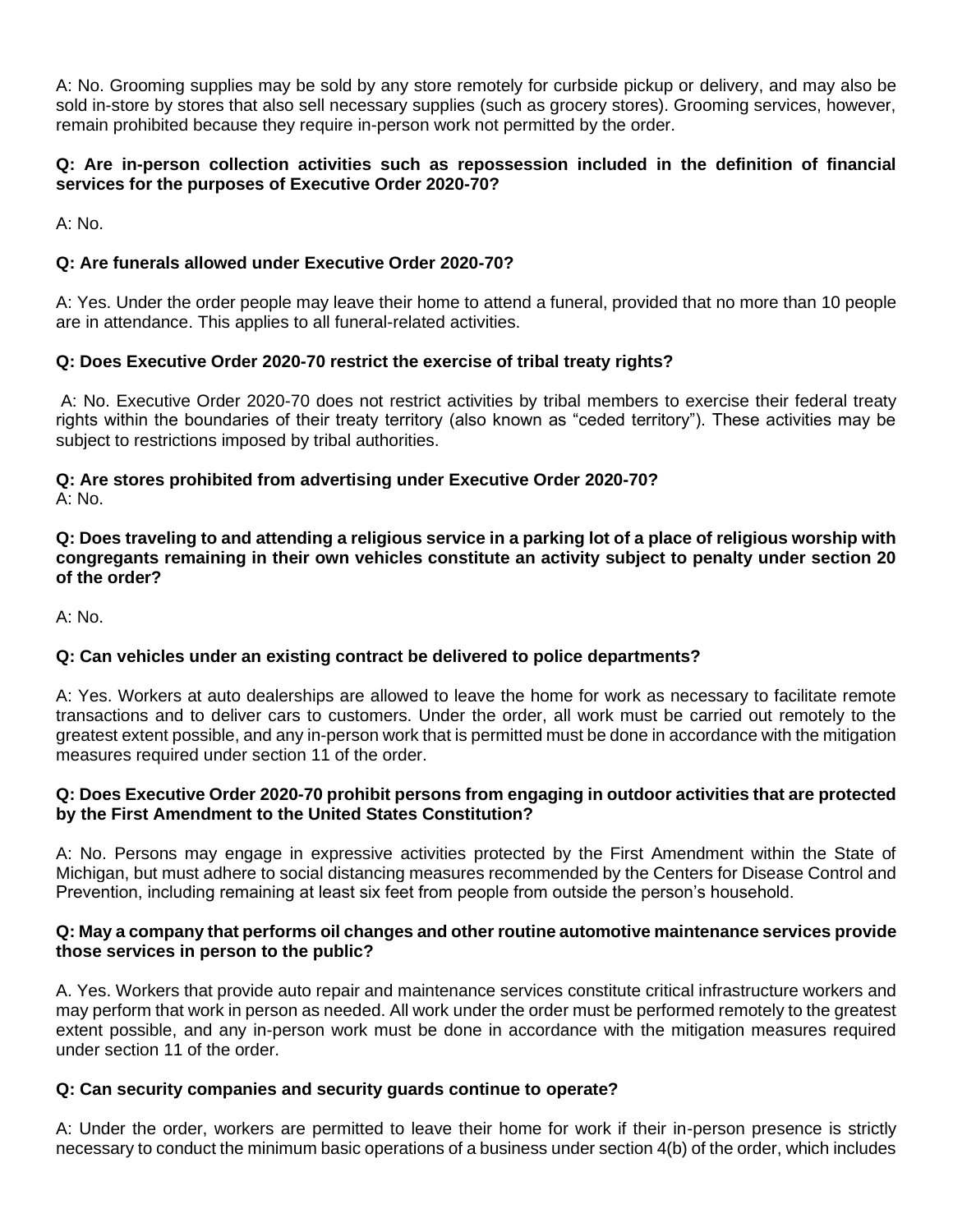A: No. Grooming supplies may be sold by any store remotely for curbside pickup or delivery, and may also be sold in-store by stores that also sell necessary supplies (such as grocery stores). Grooming services, however, remain prohibited because they require in-person work not permitted by the order.

**Q: Are in-person collection activities such as repossession included in the definition of financial services for the purposes of Executive Order 2020-70?**

A: No.

**Q: Are funerals allowed under Executive Order 2020-70?**

A: Yes. Under the order people may leave their home to attend a funeral, provided that no more than 10 people are in attendance. This applies to all funeral-related activities.

**Q: Does Executive Order 2020-70 restrict the exercise of tribal treaty rights?**

A: No. Executive Order 2020-70 does not restrict activities by tribal members to exercise their federal treaty rights within the boundaries of their treaty territory (also known as "ceded territory"). These activities may be subject to restrictions imposed by tribal authorities.

**Q: Are stores prohibited from advertising under Executive Order 2020-70?**
A: No.

**Q: Does traveling to and attending a religious service in a parking lot of a place of religious worship with congregants remaining in their own vehicles constitute an activity subject to penalty under section 20 of the order?**

A: No.

**Q: Can vehicles under an existing contract be delivered to police departments?**

A: Yes. Workers at auto dealerships are allowed to leave the home for work as necessary to facilitate remote transactions and to deliver cars to customers. Under the order, all work must be carried out remotely to the greatest extent possible, and any in-person work that is permitted must be done in accordance with the mitigation measures required under section 11 of the order.

**Q: Does Executive Order 2020-70 prohibit persons from engaging in outdoor activities that are protected by the First Amendment to the United States Constitution?**

A: No. Persons may engage in expressive activities protected by the First Amendment within the State of Michigan, but must adhere to social distancing measures recommended by the Centers for Disease Control and Prevention, including remaining at least six feet from people from outside the person's household.

**Q: May a company that performs oil changes and other routine automotive maintenance services provide those services in person to the public?**

A. Yes. Workers that provide auto repair and maintenance services constitute critical infrastructure workers and may perform that work in person as needed. All work under the order must be performed remotely to the greatest extent possible, and any in-person work must be done in accordance with the mitigation measures required under section 11 of the order.

**Q: Can security companies and security guards continue to operate?**

A: Under the order, workers are permitted to leave their home for work if their in-person presence is strictly necessary to conduct the minimum basic operations of a business under section 4(b) of the order, which includes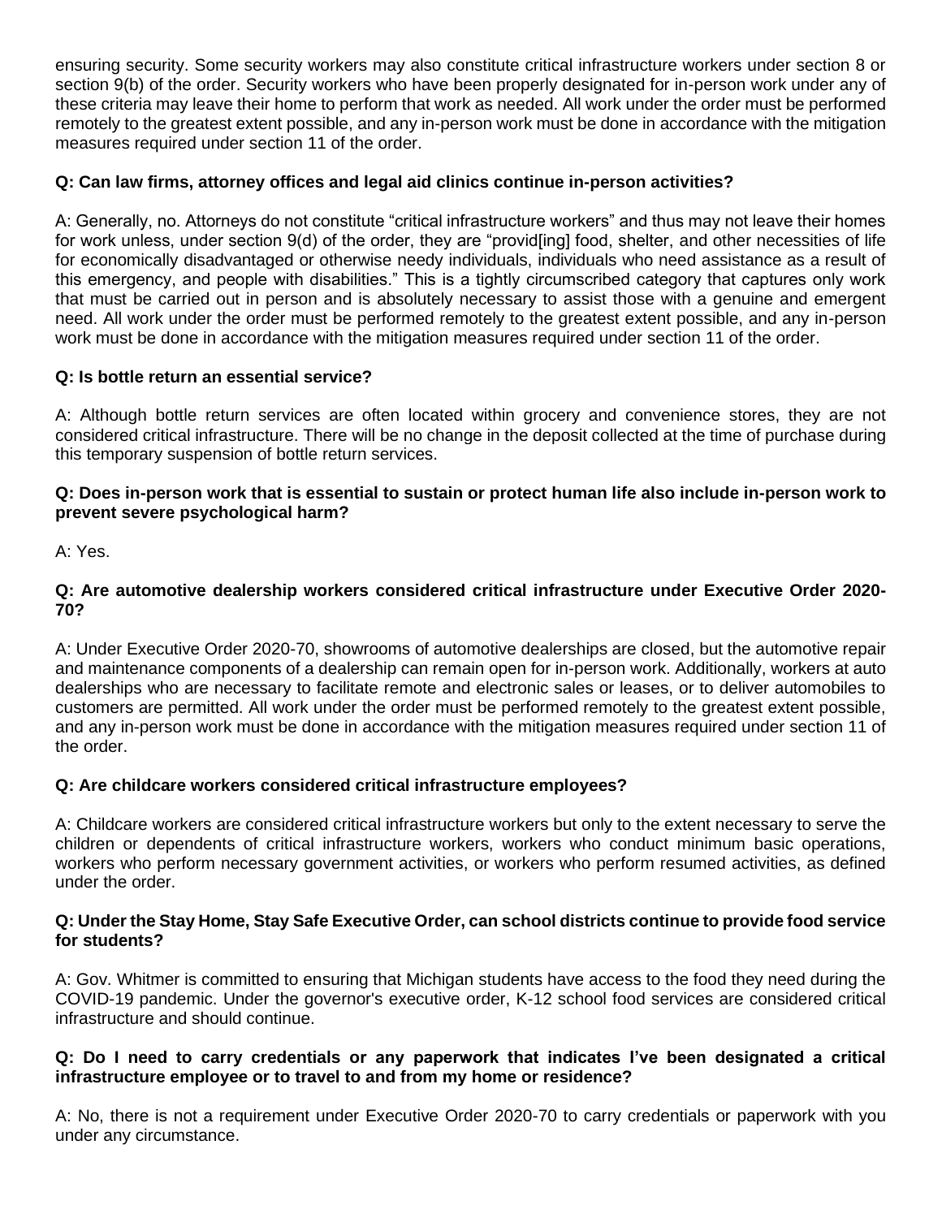ensuring security. Some security workers may also constitute critical infrastructure workers under section 8 or section 9(b) of the order. Security workers who have been properly designated for in-person work under any of these criteria may leave their home to perform that work as needed. All work under the order must be performed remotely to the greatest extent possible, and any in-person work must be done in accordance with the mitigation measures required under section 11 of the order.

**Q: Can law firms, attorney offices and legal aid clinics continue in-person activities?**

A: Generally, no. Attorneys do not constitute "critical infrastructure workers" and thus may not leave their homes for work unless, under section 9(d) of the order, they are "provid[ing] food, shelter, and other necessities of life for economically disadvantaged or otherwise needy individuals, individuals who need assistance as a result of this emergency, and people with disabilities." This is a tightly circumscribed category that captures only work that must be carried out in person and is absolutely necessary to assist those with a genuine and emergent need. All work under the order must be performed remotely to the greatest extent possible, and any in-person work must be done in accordance with the mitigation measures required under section 11 of the order.

**Q: Is bottle return an essential service?**

A: Although bottle return services are often located within grocery and convenience stores, they are not considered critical infrastructure. There will be no change in the deposit collected at the time of purchase during this temporary suspension of bottle return services.

**Q: Does in-person work that is essential to sustain or protect human life also include in-person work to prevent severe psychological harm?**

A: Yes.

**Q: Are automotive dealership workers considered critical infrastructure under Executive Order 2020-70?**

A: Under Executive Order 2020-70, showrooms of automotive dealerships are closed, but the automotive repair and maintenance components of a dealership can remain open for in-person work. Additionally, workers at auto dealerships who are necessary to facilitate remote and electronic sales or leases, or to deliver automobiles to customers are permitted. All work under the order must be performed remotely to the greatest extent possible, and any in-person work must be done in accordance with the mitigation measures required under section 11 of the order.

**Q: Are childcare workers considered critical infrastructure employees?**

A: Childcare workers are considered critical infrastructure workers but only to the extent necessary to serve the children or dependents of critical infrastructure workers, workers who conduct minimum basic operations, workers who perform necessary government activities, or workers who perform resumed activities, as defined under the order.

**Q: Under the Stay Home, Stay Safe Executive Order, can school districts continue to provide food service for students?**

A: Gov. Whitmer is committed to ensuring that Michigan students have access to the food they need during the COVID-19 pandemic. Under the governor's executive order, K-12 school food services are considered critical infrastructure and should continue.

**Q: Do I need to carry credentials or any paperwork that indicates I've been designated a critical infrastructure employee or to travel to and from my home or residence?**

A: No, there is not a requirement under Executive Order 2020-70 to carry credentials or paperwork with you under any circumstance.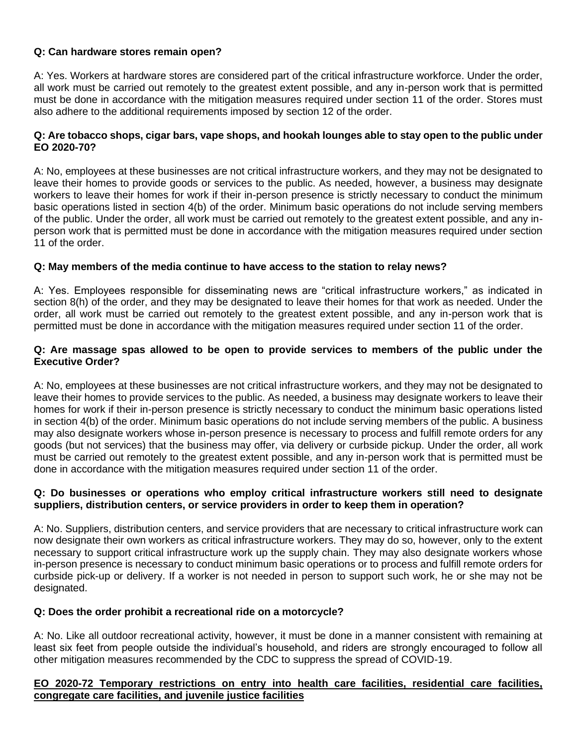**Q: Can hardware stores remain open?**

A: Yes. Workers at hardware stores are considered part of the critical infrastructure workforce. Under the order, all work must be carried out remotely to the greatest extent possible, and any in-person work that is permitted must be done in accordance with the mitigation measures required under section 11 of the order. Stores must also adhere to the additional requirements imposed by section 12 of the order.

**Q: Are tobacco shops, cigar bars, vape shops, and hookah lounges able to stay open to the public under EO 2020-70?**

A: No, employees at these businesses are not critical infrastructure workers, and they may not be designated to leave their homes to provide goods or services to the public. As needed, however, a business may designate workers to leave their homes for work if their in-person presence is strictly necessary to conduct the minimum basic operations listed in section 4(b) of the order. Minimum basic operations do not include serving members of the public. Under the order, all work must be carried out remotely to the greatest extent possible, and any in-person work that is permitted must be done in accordance with the mitigation measures required under section 11 of the order.

**Q: May members of the media continue to have access to the station to relay news?**

A: Yes. Employees responsible for disseminating news are "critical infrastructure workers," as indicated in section 8(h) of the order, and they may be designated to leave their homes for that work as needed. Under the order, all work must be carried out remotely to the greatest extent possible, and any in-person work that is permitted must be done in accordance with the mitigation measures required under section 11 of the order.

**Q: Are massage spas allowed to be open to provide services to members of the public under the Executive Order?**

A: No, employees at these businesses are not critical infrastructure workers, and they may not be designated to leave their homes to provide services to the public. As needed, a business may designate workers to leave their homes for work if their in-person presence is strictly necessary to conduct the minimum basic operations listed in section 4(b) of the order. Minimum basic operations do not include serving members of the public. A business may also designate workers whose in-person presence is necessary to process and fulfill remote orders for any goods (but not services) that the business may offer, via delivery or curbside pickup. Under the order, all work must be carried out remotely to the greatest extent possible, and any in-person work that is permitted must be done in accordance with the mitigation measures required under section 11 of the order.

**Q: Do businesses or operations who employ critical infrastructure workers still need to designate suppliers, distribution centers, or service providers in order to keep them in operation?**

A: No. Suppliers, distribution centers, and service providers that are necessary to critical infrastructure work can now designate their own workers as critical infrastructure workers. They may do so, however, only to the extent necessary to support critical infrastructure work up the supply chain. They may also designate workers whose in-person presence is necessary to conduct minimum basic operations or to process and fulfill remote orders for curbside pick-up or delivery. If a worker is not needed in person to support such work, he or she may not be designated.

**Q: Does the order prohibit a recreational ride on a motorcycle?**

A: No. Like all outdoor recreational activity, however, it must be done in a manner consistent with remaining at least six feet from people outside the individual's household, and riders are strongly encouraged to follow all other mitigation measures recommended by the CDC to suppress the spread of COVID-19.

## EO 2020-72 Temporary restrictions on entry into health care facilities, residential care facilities, congregate care facilities, and juvenile justice facilities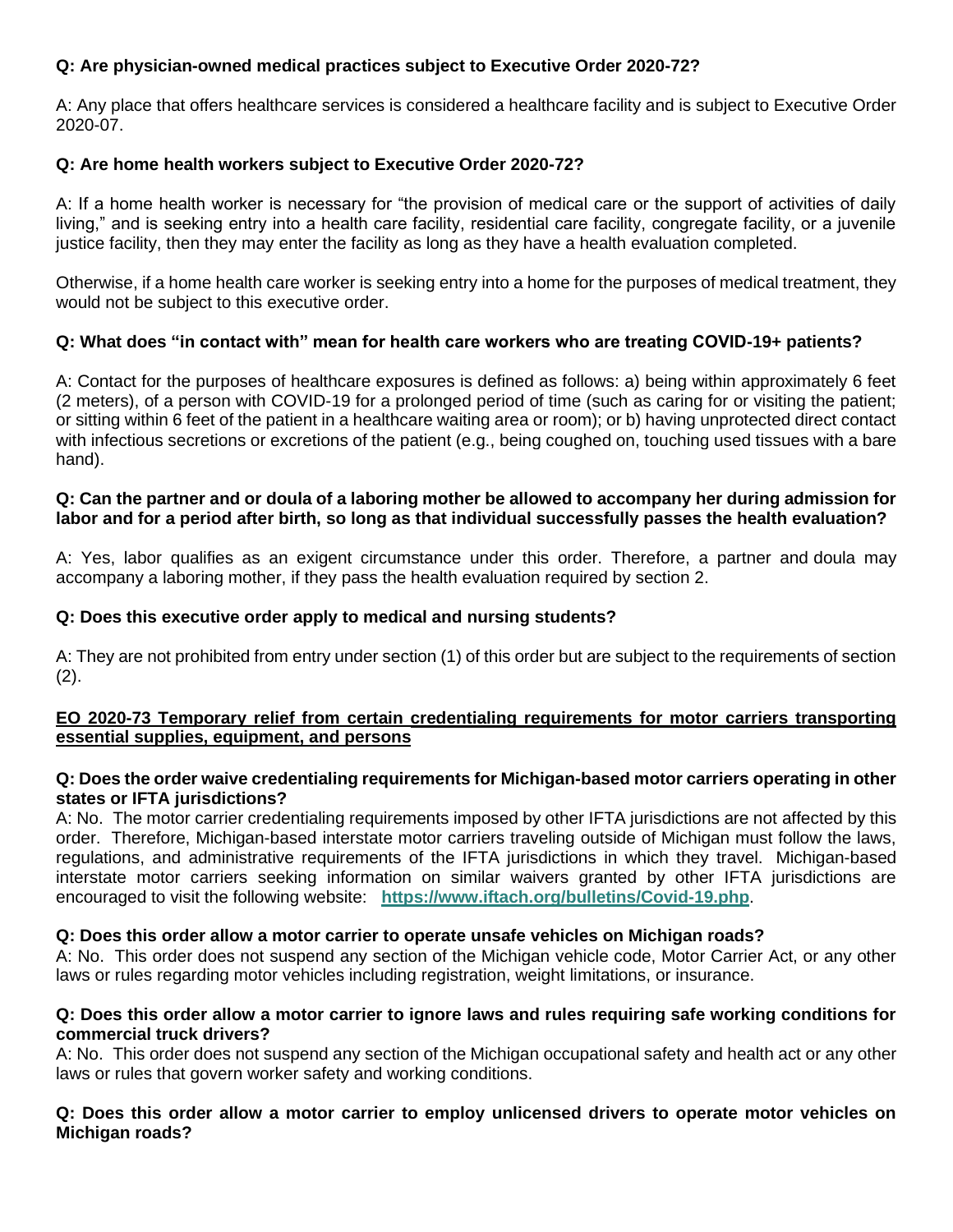**Q: Are physician-owned medical practices subject to Executive Order 2020-72?**

A: Any place that offers healthcare services is considered a healthcare facility and is subject to Executive Order 2020-07.

**Q: Are home health workers subject to Executive Order 2020-72?**

A: If a home health worker is necessary for "the provision of medical care or the support of activities of daily living," and is seeking entry into a health care facility, residential care facility, congregate facility, or a juvenile justice facility, then they may enter the facility as long as they have a health evaluation completed.

Otherwise, if a home health care worker is seeking entry into a home for the purposes of medical treatment, they would not be subject to this executive order.

**Q: What does "in contact with" mean for health care workers who are treating COVID-19+ patients?**

A: Contact for the purposes of healthcare exposures is defined as follows: a) being within approximately 6 feet (2 meters), of a person with COVID-19 for a prolonged period of time (such as caring for or visiting the patient; or sitting within 6 feet of the patient in a healthcare waiting area or room); or b) having unprotected direct contact with infectious secretions or excretions of the patient (e.g., being coughed on, touching used tissues with a bare hand).

**Q: Can the partner and or doula of a laboring mother be allowed to accompany her during admission for labor and for a period after birth, so long as that individual successfully passes the health evaluation?**

A: Yes, labor qualifies as an exigent circumstance under this order. Therefore, a partner and doula may accompany a laboring mother, if they pass the health evaluation required by section 2.

**Q: Does this executive order apply to medical and nursing students?**

A: They are not prohibited from entry under section (1) of this order but are subject to the requirements of section (2).

## EO 2020-73 Temporary relief from certain credentialing requirements for motor carriers transporting essential supplies, equipment, and persons

**Q: Does the order waive credentialing requirements for Michigan-based motor carriers operating in other states or IFTA jurisdictions?**

A: No. The motor carrier credentialing requirements imposed by other IFTA jurisdictions are not affected by this order. Therefore, Michigan-based interstate motor carriers traveling outside of Michigan must follow the laws, regulations, and administrative requirements of the IFTA jurisdictions in which they travel. Michigan-based interstate motor carriers seeking information on similar waivers granted by other IFTA jurisdictions are encouraged to visit the following website: **https://www.iftach.org/bulletins/Covid-19.php**.

**Q: Does this order allow a motor carrier to operate unsafe vehicles on Michigan roads?**

A: No. This order does not suspend any section of the Michigan vehicle code, Motor Carrier Act, or any other laws or rules regarding motor vehicles including registration, weight limitations, or insurance.

**Q: Does this order allow a motor carrier to ignore laws and rules requiring safe working conditions for commercial truck drivers?**

A: No. This order does not suspend any section of the Michigan occupational safety and health act or any other laws or rules that govern worker safety and working conditions.

**Q: Does this order allow a motor carrier to employ unlicensed drivers to operate motor vehicles on Michigan roads?**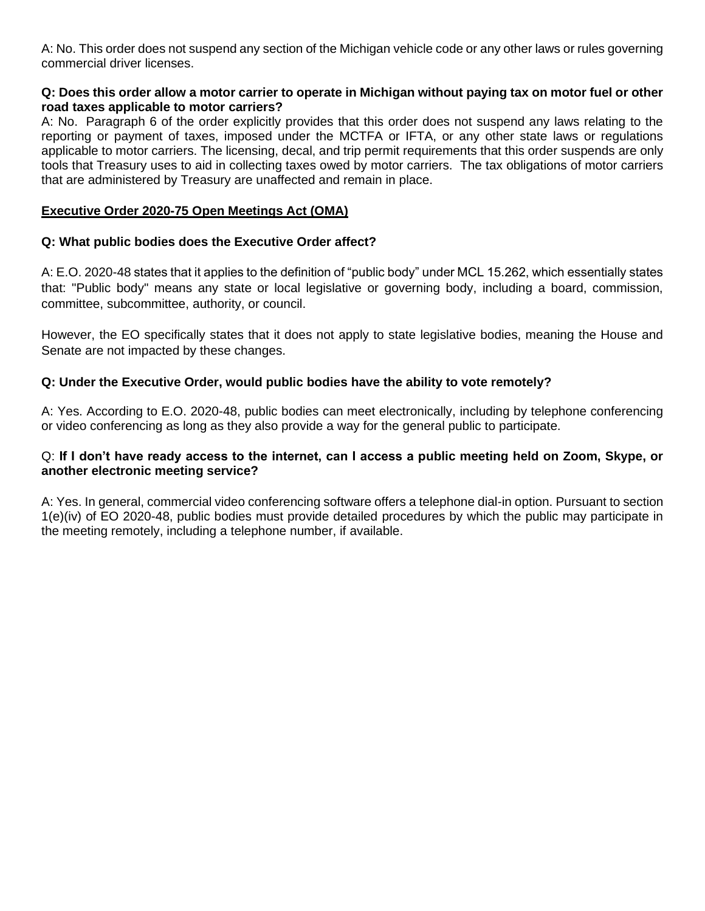A: No. This order does not suspend any section of the Michigan vehicle code or any other laws or rules governing commercial driver licenses.

**Q: Does this order allow a motor carrier to operate in Michigan without paying tax on motor fuel or other road taxes applicable to motor carriers?**
A: No. Paragraph 6 of the order explicitly provides that this order does not suspend any laws relating to the reporting or payment of taxes, imposed under the MCTFA or IFTA, or any other state laws or regulations applicable to motor carriers. The licensing, decal, and trip permit requirements that this order suspends are only tools that Treasury uses to aid in collecting taxes owed by motor carriers. The tax obligations of motor carriers that are administered by Treasury are unaffected and remain in place.

**Executive Order 2020-75 Open Meetings Act (OMA)**

**Q: What public bodies does the Executive Order affect?**

A: E.O. 2020-48 states that it applies to the definition of "public body" under MCL 15.262, which essentially states that: "Public body" means any state or local legislative or governing body, including a board, commission, committee, subcommittee, authority, or council.

However, the EO specifically states that it does not apply to state legislative bodies, meaning the House and Senate are not impacted by these changes.

**Q: Under the Executive Order, would public bodies have the ability to vote remotely?**

A: Yes. According to E.O. 2020-48, public bodies can meet electronically, including by telephone conferencing or video conferencing as long as they also provide a way for the general public to participate.

Q: **If I don't have ready access to the internet, can I access a public meeting held on Zoom, Skype, or another electronic meeting service?**

A: Yes. In general, commercial video conferencing software offers a telephone dial-in option. Pursuant to section 1(e)(iv) of EO 2020-48, public bodies must provide detailed procedures by which the public may participate in the meeting remotely, including a telephone number, if available.